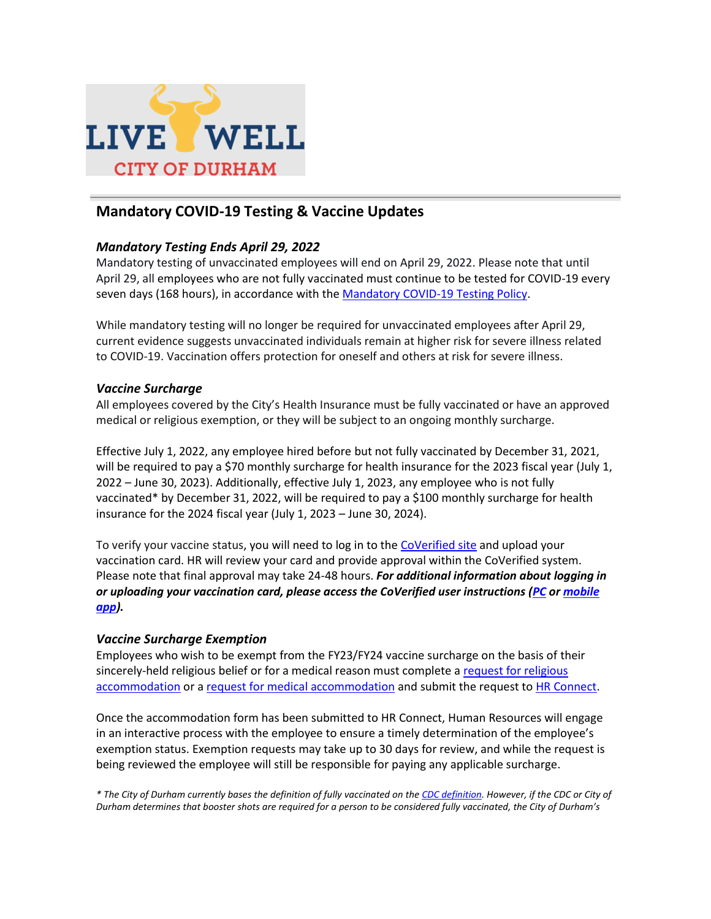## Mandatory COVID-19 Testing & Vaccine Updates

### *Mandatory Testing Ends April 29, 2022*

Mandatory testing of unvaccinated employees will end on April 29, 2022. Please note that until April 29, all employees who are not fully vaccinated must continue to be tested for COVID-19 every seven days (168 hours), in accordance with the Mandatory COVID-19 Testing Policy.

While mandatory testing will no longer be required for unvaccinated employees after April 29, current evidence suggests unvaccinated individuals remain at higher risk for severe illness related to COVID-19. Vaccination offers protection for oneself and others at risk for severe illness.

### *Vaccine Surcharge*

All employees covered by the City's Health Insurance must be fully vaccinated or have an approved medical or religious exemption, or they will be subject to an ongoing monthly surcharge.

Effective July 1, 2022, any employee hired before but not fully vaccinated by December 31, 2021, will be required to pay a $70 monthly surcharge for health insurance for the 2023 fiscal year (July 1, 2022 – June 30, 2023). Additionally, effective July 1, 2023, any employee who is not fully vaccinated* by December 31, 2022, will be required to pay a $100 monthly surcharge for health insurance for the 2024 fiscal year (July 1, 2023 – June 30, 2024).

To verify your vaccine status, you will need to log in to the CoVerified site and upload your vaccination card. HR will review your card and provide approval within the CoVerified system. Please note that final approval may take 24-48 hours. ***For additional information about logging in or uploading your vaccination card, please access the CoVerified user instructions (PC or mobile app).***

### *Vaccine Surcharge Exemption*

Employees who wish to be exempt from the FY23/FY24 vaccine surcharge on the basis of their sincerely-held religious belief or for a medical reason must complete a request for religious accommodation or a request for medical accommodation and submit the request to HR Connect.

Once the accommodation form has been submitted to HR Connect, Human Resources will engage in an interactive process with the employee to ensure a timely determination of the employee's exemption status. Exemption requests may take up to 30 days for review, and while the request is being reviewed the employee will still be responsible for paying any applicable surcharge.

*\* The City of Durham currently bases the definition of fully vaccinated on the CDC definition. However, if the CDC or City of Durham determines that booster shots are required for a person to be considered fully vaccinated, the City of Durham's*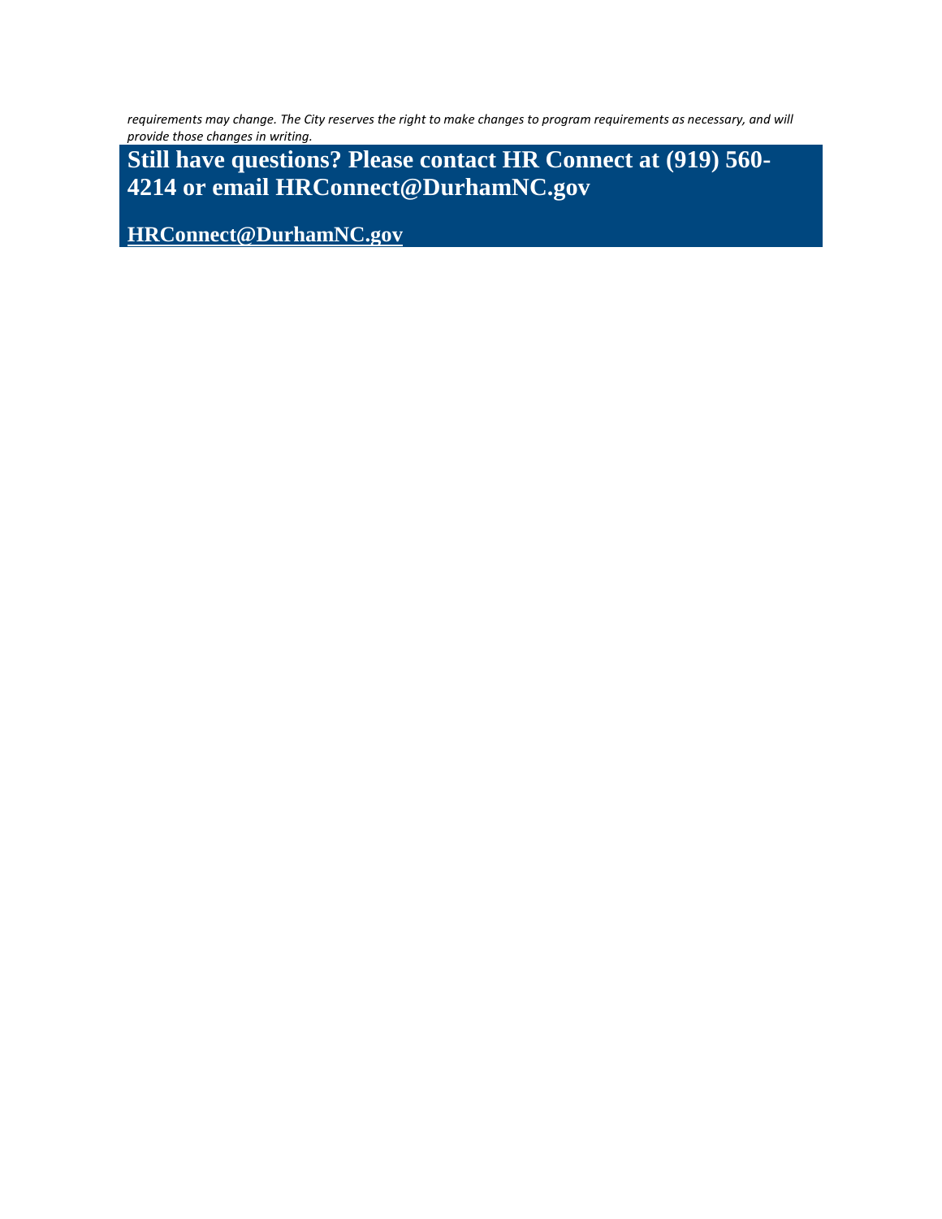*requirements may change. The City reserves the right to make changes to program requirements as necessary, and will provide those changes in writing.*

## Still have questions? Please contact HR Connect at (919) 560-4214 or email HRConnect@DurhamNC.gov

**HRConnect@DurhamNC.gov**